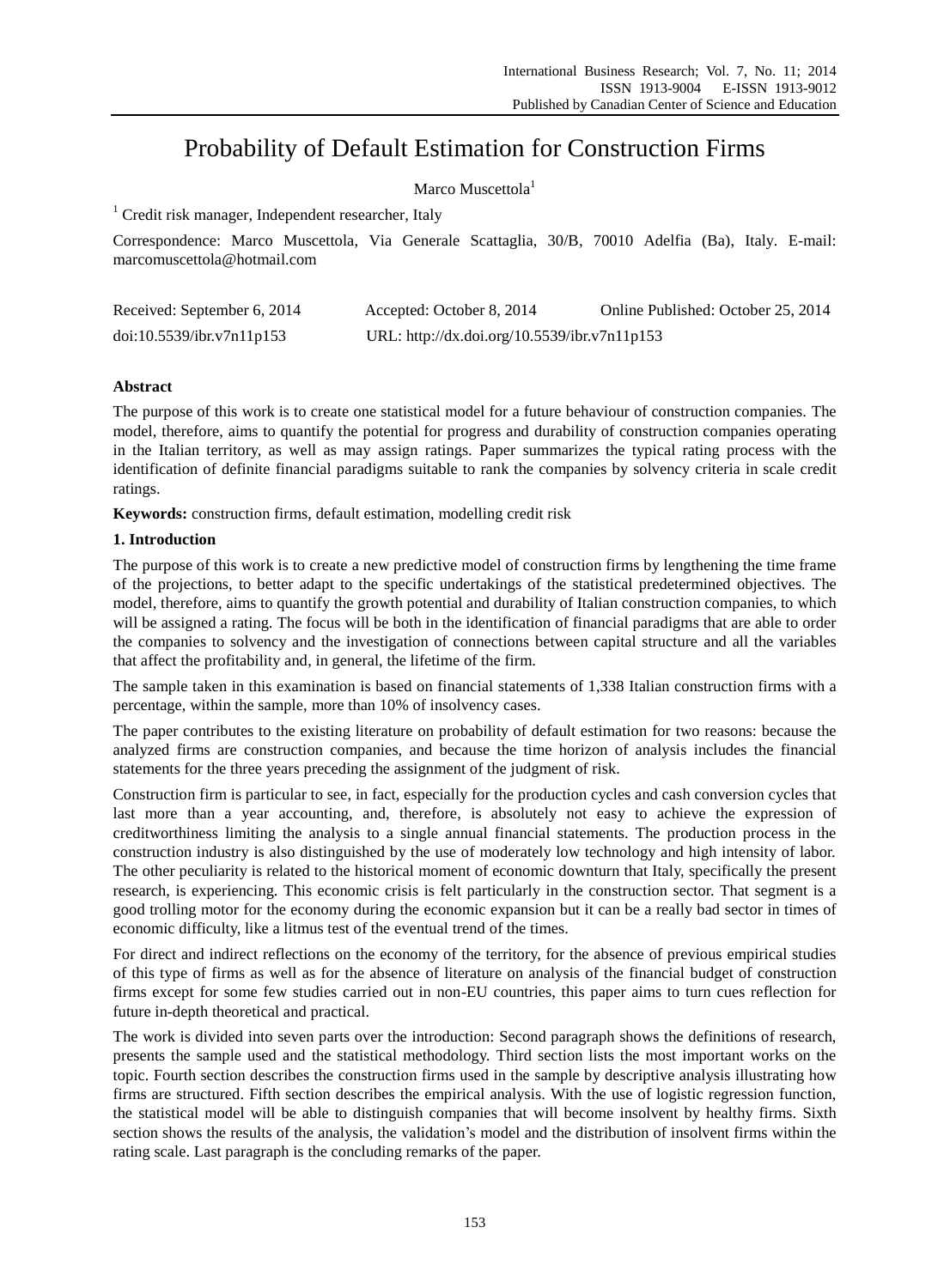# Probability of Default Estimation for Construction Firms

Marco Muscettola[1]

[1] Credit risk manager, Independent researcher, Italy

Correspondence: Marco Muscettola, Via Generale Scattaglia, 30/B, 70010 Adelfia (Ba), Italy. E-mail: marcomuscettola@hotmail.com

Received: September 6, 2014 Accepted: October 8, 2014 Online Published: October 25, 2014

doi:10.5539/ibr.v7n11p153 URL: http://dx.doi.org/10.5539/ibr.v7n11p153

## Abstract

The purpose of this work is to create one statistical model for a future behaviour of construction companies. The model, therefore, aims to quantify the potential for progress and durability of construction companies operating in the Italian territory, as well as may assign ratings. Paper summarizes the typical rating process with the identification of definite financial paradigms suitable to rank the companies by solvency criteria in scale credit ratings.

**Keywords:** construction firms, default estimation, modelling credit risk

## 1. Introduction

The purpose of this work is to create a new predictive model of construction firms by lengthening the time frame of the projections, to better adapt to the specific undertakings of the statistical predetermined objectives. The model, therefore, aims to quantify the growth potential and durability of Italian construction companies, to which will be assigned a rating. The focus will be both in the identification of financial paradigms that are able to order the companies to solvency and the investigation of connections between capital structure and all the variables that affect the profitability and, in general, the lifetime of the firm.

The sample taken in this examination is based on financial statements of 1,338 Italian construction firms with a percentage, within the sample, more than 10% of insolvency cases.

The paper contributes to the existing literature on probability of default estimation for two reasons: because the analyzed firms are construction companies, and because the time horizon of analysis includes the financial statements for the three years preceding the assignment of the judgment of risk.

Construction firm is particular to see, in fact, especially for the production cycles and cash conversion cycles that last more than a year accounting, and, therefore, is absolutely not easy to achieve the expression of creditworthiness limiting the analysis to a single annual financial statements. The production process in the construction industry is also distinguished by the use of moderately low technology and high intensity of labor. The other peculiarity is related to the historical moment of economic downturn that Italy, specifically the present research, is experiencing. This economic crisis is felt particularly in the construction sector. That segment is a good trolling motor for the economy during the economic expansion but it can be a really bad sector in times of economic difficulty, like a litmus test of the eventual trend of the times.

For direct and indirect reflections on the economy of the territory, for the absence of previous empirical studies of this type of firms as well as for the absence of literature on analysis of the financial budget of construction firms except for some few studies carried out in non-EU countries, this paper aims to turn cues reflection for future in-depth theoretical and practical.

The work is divided into seven parts over the introduction: Second paragraph shows the definitions of research, presents the sample used and the statistical methodology. Third section lists the most important works on the topic. Fourth section describes the construction firms used in the sample by descriptive analysis illustrating how firms are structured. Fifth section describes the empirical analysis. With the use of logistic regression function, the statistical model will be able to distinguish companies that will become insolvent by healthy firms. Sixth section shows the results of the analysis, the validation's model and the distribution of insolvent firms within the rating scale. Last paragraph is the concluding remarks of the paper.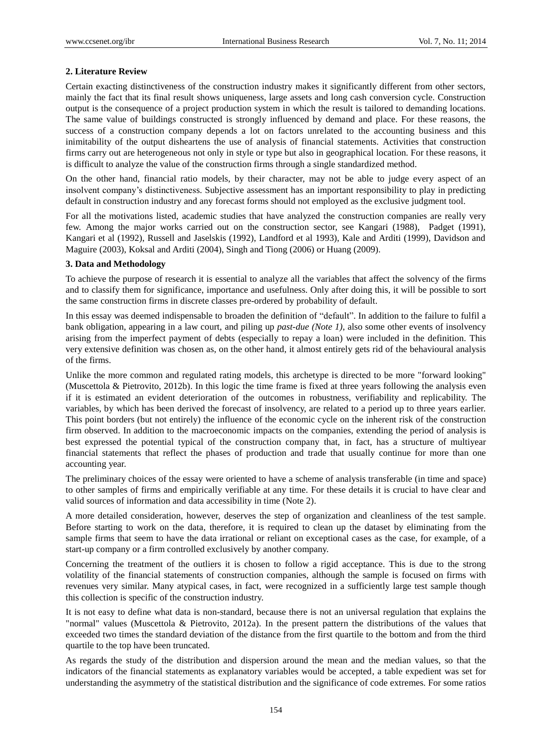## 2. Literature Review

Certain exacting distinctiveness of the construction industry makes it significantly different from other sectors, mainly the fact that its final result shows uniqueness, large assets and long cash conversion cycle. Construction output is the consequence of a project production system in which the result is tailored to demanding locations. The same value of buildings constructed is strongly influenced by demand and place. For these reasons, the success of a construction company depends a lot on factors unrelated to the accounting business and this inimitability of the output disheartens the use of analysis of financial statements. Activities that construction firms carry out are heterogeneous not only in style or type but also in geographical location. For these reasons, it is difficult to analyze the value of the construction firms through a single standardized method.

On the other hand, financial ratio models, by their character, may not be able to judge every aspect of an insolvent company's distinctiveness. Subjective assessment has an important responsibility to play in predicting default in construction industry and any forecast forms should not employed as the exclusive judgment tool.

For all the motivations listed, academic studies that have analyzed the construction companies are really very few. Among the major works carried out on the construction sector, see Kangari (1988), Padget (1991), Kangari et al (1992), Russell and Jaselskis (1992), Landford et al 1993), Kale and Arditi (1999), Davidson and Maguire (2003), Koksal and Arditi (2004), Singh and Tiong (2006) or Huang (2009).

## 3. Data and Methodology

To achieve the purpose of research it is essential to analyze all the variables that affect the solvency of the firms and to classify them for significance, importance and usefulness. Only after doing this, it will be possible to sort the same construction firms in discrete classes pre-ordered by probability of default.

In this essay was deemed indispensable to broaden the definition of "default". In addition to the failure to fulfil a bank obligation, appearing in a law court, and piling up *past-due (Note 1)*, also some other events of insolvency arising from the imperfect payment of debts (especially to repay a loan) were included in the definition. This very extensive definition was chosen as, on the other hand, it almost entirely gets rid of the behavioural analysis of the firms.

Unlike the more common and regulated rating models, this archetype is directed to be more "forward looking" (Muscettola & Pietrovito, 2012b). In this logic the time frame is fixed at three years following the analysis even if it is estimated an evident deterioration of the outcomes in robustness, verifiability and replicability. The variables, by which has been derived the forecast of insolvency, are related to a period up to three years earlier. This point borders (but not entirely) the influence of the economic cycle on the inherent risk of the construction firm observed. In addition to the macroeconomic impacts on the companies, extending the period of analysis is best expressed the potential typical of the construction company that, in fact, has a structure of multiyear financial statements that reflect the phases of production and trade that usually continue for more than one accounting year.

The preliminary choices of the essay were oriented to have a scheme of analysis transferable (in time and space) to other samples of firms and empirically verifiable at any time. For these details it is crucial to have clear and valid sources of information and data accessibility in time (Note 2).

A more detailed consideration, however, deserves the step of organization and cleanliness of the test sample. Before starting to work on the data, therefore, it is required to clean up the dataset by eliminating from the sample firms that seem to have the data irrational or reliant on exceptional cases as the case, for example, of a start-up company or a firm controlled exclusively by another company.

Concerning the treatment of the outliers it is chosen to follow a rigid acceptance. This is due to the strong volatility of the financial statements of construction companies, although the sample is focused on firms with revenues very similar. Many atypical cases, in fact, were recognized in a sufficiently large test sample though this collection is specific of the construction industry.

It is not easy to define what data is non-standard, because there is not an universal regulation that explains the "normal" values (Muscettola & Pietrovito, 2012a). In the present pattern the distributions of the values that exceeded two times the standard deviation of the distance from the first quartile to the bottom and from the third quartile to the top have been truncated.

As regards the study of the distribution and dispersion around the mean and the median values, so that the indicators of the financial statements as explanatory variables would be accepted, a table expedient was set for understanding the asymmetry of the statistical distribution and the significance of code extremes. For some ratios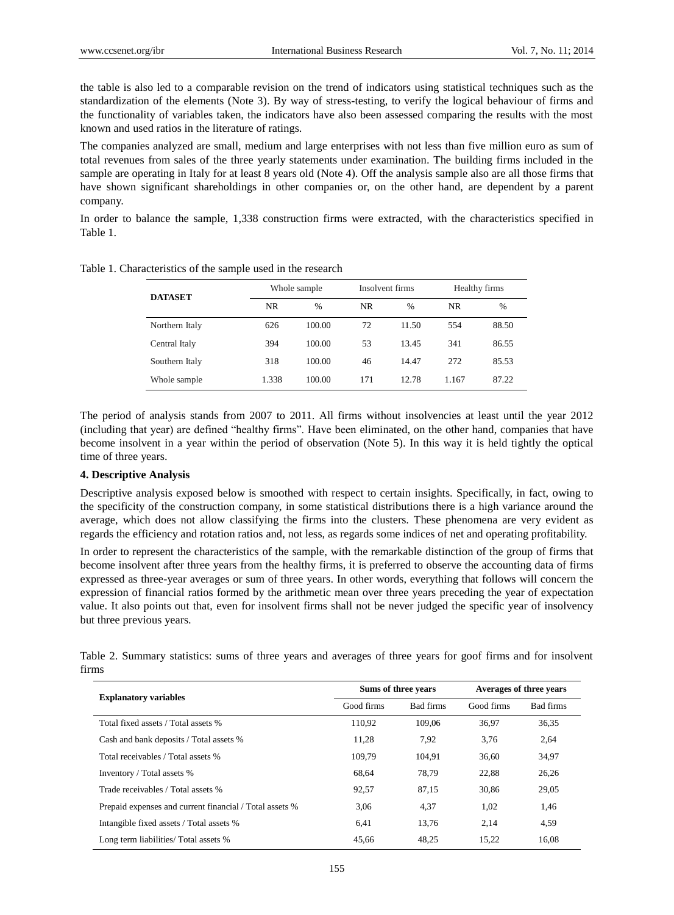the table is also led to a comparable revision on the trend of indicators using statistical techniques such as the standardization of the elements (Note 3). By way of stress-testing, to verify the logical behaviour of firms and the functionality of variables taken, the indicators have also been assessed comparing the results with the most known and used ratios in the literature of ratings.

The companies analyzed are small, medium and large enterprises with not less than five million euro as sum of total revenues from sales of the three yearly statements under examination. The building firms included in the sample are operating in Italy for at least 8 years old (Note 4). Off the analysis sample also are all those firms that have shown significant shareholdings in other companies or, on the other hand, are dependent by a parent company.

In order to balance the sample, 1,338 construction firms were extracted, with the characteristics specified in Table 1.

Table 1. Characteristics of the sample used in the research

| DATASET | Whole sample | | Insolvent firms | | Healthy firms | |
|---|---|---|---|---|---|---|
| | NR | % | NR | % | NR | % |
| Northern Italy | 626 | 100.00 | 72 | 11.50 | 554 | 88.50 |
| Central Italy | 394 | 100.00 | 53 | 13.45 | 341 | 86.55 |
| Southern Italy | 318 | 100.00 | 46 | 14.47 | 272 | 85.53 |
| Whole sample | 1.338 | 100.00 | 171 | 12.78 | 1.167 | 87.22 |

The period of analysis stands from 2007 to 2011. All firms without insolvencies at least until the year 2012 (including that year) are defined "healthy firms". Have been eliminated, on the other hand, companies that have become insolvent in a year within the period of observation (Note 5). In this way it is held tightly the optical time of three years.

## 4. Descriptive Analysis

Descriptive analysis exposed below is smoothed with respect to certain insights. Specifically, in fact, owing to the specificity of the construction company, in some statistical distributions there is a high variance around the average, which does not allow classifying the firms into the clusters. These phenomena are very evident as regards the efficiency and rotation ratios and, not less, as regards some indices of net and operating profitability.

In order to represent the characteristics of the sample, with the remarkable distinction of the group of firms that become insolvent after three years from the healthy firms, it is preferred to observe the accounting data of firms expressed as three-year averages or sum of three years. In other words, everything that follows will concern the expression of financial ratios formed by the arithmetic mean over three years preceding the year of expectation value. It also points out that, even for insolvent firms shall not be never judged the specific year of insolvency but three previous years.

Table 2. Summary statistics: sums of three years and averages of three years for goof firms and for insolvent firms

| Explanatory variables | Sums of three years | | Averages of three years | |
|---|---|---|---|---|
| | Good firms | Bad firms | Good firms | Bad firms |
| Total fixed assets / Total assets % | 110,92 | 109,06 | 36,97 | 36,35 |
| Cash and bank deposits / Total assets % | 11,28 | 7,92 | 3,76 | 2,64 |
| Total receivables / Total assets % | 109,79 | 104,91 | 36,60 | 34,97 |
| Inventory / Total assets % | 68,64 | 78,79 | 22,88 | 26,26 |
| Trade receivables / Total assets % | 92,57 | 87,15 | 30,86 | 29,05 |
| Prepaid expenses and current financial / Total assets % | 3,06 | 4,37 | 1,02 | 1,46 |
| Intangible fixed assets / Total assets % | 6,41 | 13,76 | 2,14 | 4,59 |
| Long term liabilities/ Total assets % | 45,66 | 48,25 | 15,22 | 16,08 |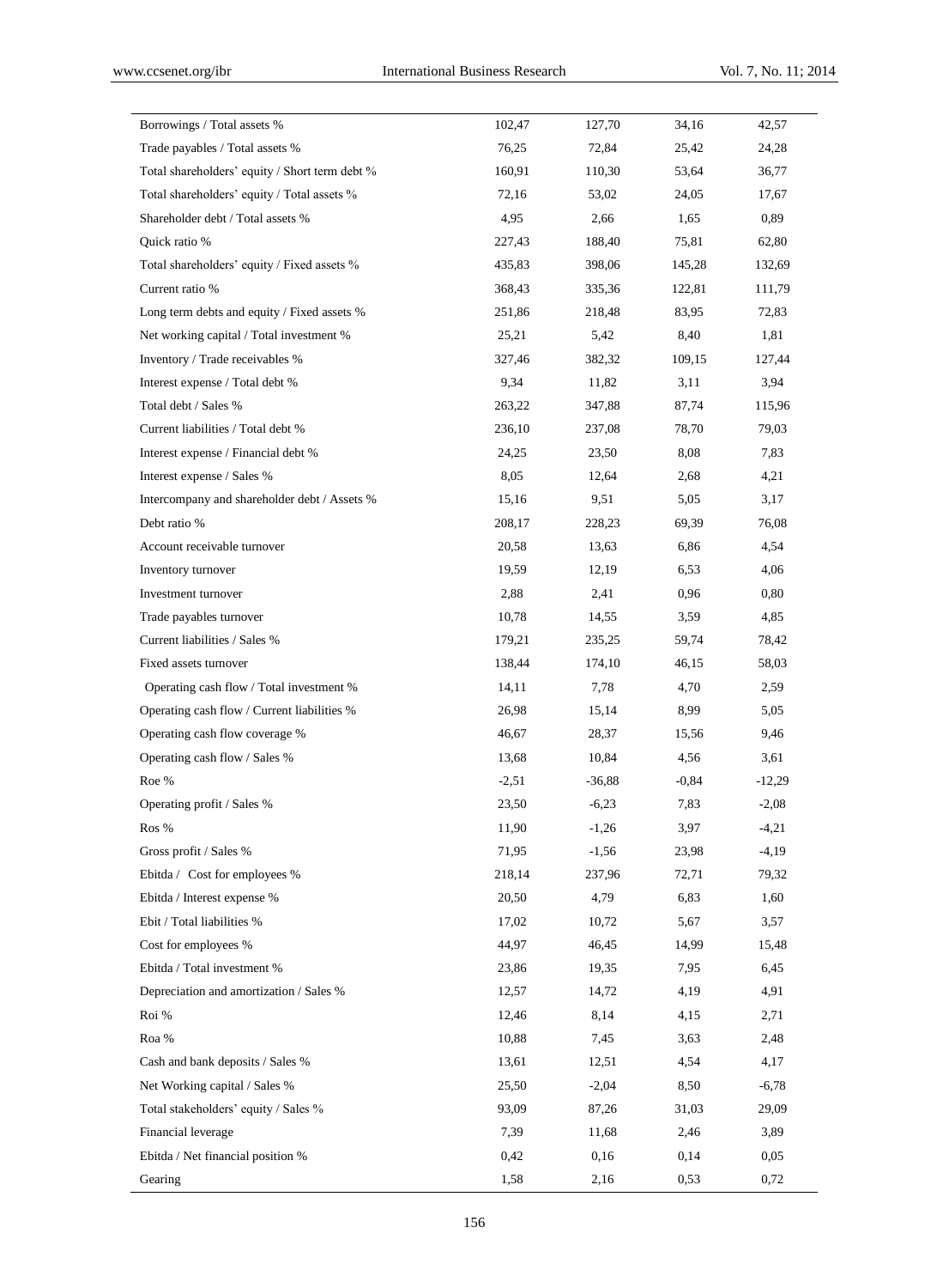| | | | | |
|---|---|---|---|---|
| Borrowings / Total assets % | 102,47 | 127,70 | 34,16 | 42,57 |
| Trade payables / Total assets % | 76,25 | 72,84 | 25,42 | 24,28 |
| Total shareholders' equity / Short term debt % | 160,91 | 110,30 | 53,64 | 36,77 |
| Total shareholders' equity / Total assets % | 72,16 | 53,02 | 24,05 | 17,67 |
| Shareholder debt / Total assets % | 4,95 | 2,66 | 1,65 | 0,89 |
| Quick ratio % | 227,43 | 188,40 | 75,81 | 62,80 |
| Total shareholders' equity / Fixed assets % | 435,83 | 398,06 | 145,28 | 132,69 |
| Current ratio % | 368,43 | 335,36 | 122,81 | 111,79 |
| Long term debts and equity / Fixed assets % | 251,86 | 218,48 | 83,95 | 72,83 |
| Net working capital / Total investment % | 25,21 | 5,42 | 8,40 | 1,81 |
| Inventory / Trade receivables % | 327,46 | 382,32 | 109,15 | 127,44 |
| Interest expense / Total debt % | 9,34 | 11,82 | 3,11 | 3,94 |
| Total debt / Sales % | 263,22 | 347,88 | 87,74 | 115,96 |
| Current liabilities / Total debt % | 236,10 | 237,08 | 78,70 | 79,03 |
| Interest expense / Financial debt % | 24,25 | 23,50 | 8,08 | 7,83 |
| Interest expense / Sales % | 8,05 | 12,64 | 2,68 | 4,21 |
| Intercompany and shareholder debt / Assets % | 15,16 | 9,51 | 5,05 | 3,17 |
| Debt ratio % | 208,17 | 228,23 | 69,39 | 76,08 |
| Account receivable turnover | 20,58 | 13,63 | 6,86 | 4,54 |
| Inventory turnover | 19,59 | 12,19 | 6,53 | 4,06 |
| Investment turnover | 2,88 | 2,41 | 0,96 | 0,80 |
| Trade payables turnover | 10,78 | 14,55 | 3,59 | 4,85 |
| Current liabilities / Sales % | 179,21 | 235,25 | 59,74 | 78,42 |
| Fixed assets turnover | 138,44 | 174,10 | 46,15 | 58,03 |
| Operating cash flow / Total investment % | 14,11 | 7,78 | 4,70 | 2,59 |
| Operating cash flow / Current liabilities % | 26,98 | 15,14 | 8,99 | 5,05 |
| Operating cash flow coverage % | 46,67 | 28,37 | 15,56 | 9,46 |
| Operating cash flow / Sales % | 13,68 | 10,84 | 4,56 | 3,61 |
| Roe % | -2,51 | -36,88 | -0,84 | -12,29 |
| Operating profit / Sales % | 23,50 | -6,23 | 7,83 | -2,08 |
| Ros % | 11,90 | -1,26 | 3,97 | -4,21 |
| Gross profit / Sales % | 71,95 | -1,56 | 23,98 | -4,19 |
| Ebitda / Cost for employees % | 218,14 | 237,96 | 72,71 | 79,32 |
| Ebitda / Interest expense % | 20,50 | 4,79 | 6,83 | 1,60 |
| Ebit / Total liabilities % | 17,02 | 10,72 | 5,67 | 3,57 |
| Cost for employees % | 44,97 | 46,45 | 14,99 | 15,48 |
| Ebitda / Total investment % | 23,86 | 19,35 | 7,95 | 6,45 |
| Depreciation and amortization / Sales % | 12,57 | 14,72 | 4,19 | 4,91 |
| Roi % | 12,46 | 8,14 | 4,15 | 2,71 |
| Roa % | 10,88 | 7,45 | 3,63 | 2,48 |
| Cash and bank deposits / Sales % | 13,61 | 12,51 | 4,54 | 4,17 |
| Net Working capital / Sales % | 25,50 | -2,04 | 8,50 | -6,78 |
| Total stakeholders' equity / Sales % | 93,09 | 87,26 | 31,03 | 29,09 |
| Financial leverage | 7,39 | 11,68 | 2,46 | 3,89 |
| Ebitda / Net financial position % | 0,42 | 0,16 | 0,14 | 0,05 |
| Gearing | 1,58 | 2,16 | 0,53 | 0,72 |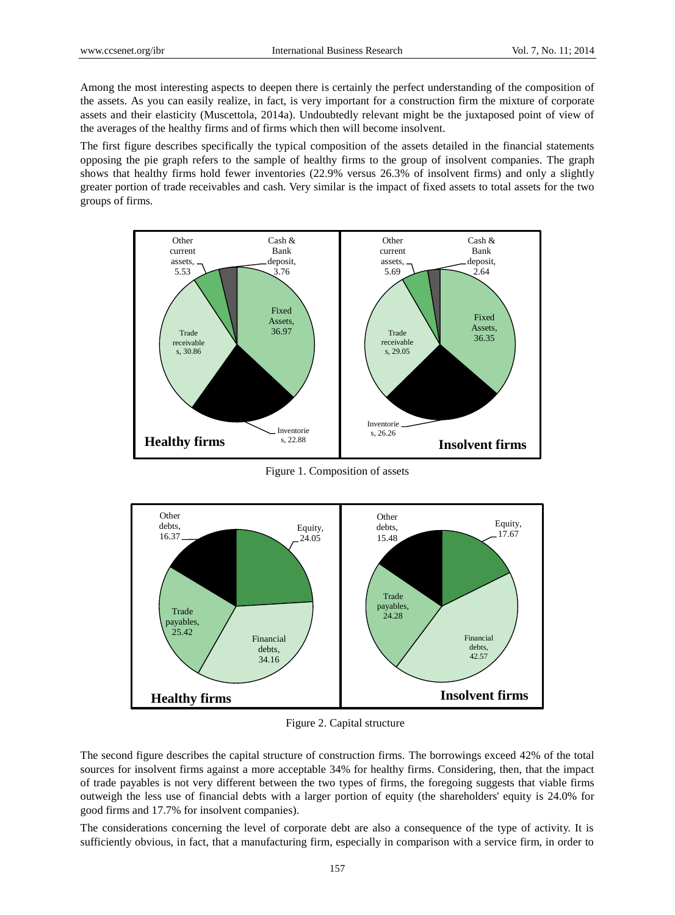Among the most interesting aspects to deepen there is certainly the perfect understanding of the composition of the assets. As you can easily realize, in fact, is very important for a construction firm the mixture of corporate assets and their elasticity (Muscettola, 2014a). Undoubtedly relevant might be the juxtaposed point of view of the averages of the healthy firms and of firms which then will become insolvent.

The first figure describes specifically the typical composition of the assets detailed in the financial statements opposing the pie graph refers to the sample of healthy firms to the group of insolvent companies. The graph shows that healthy firms hold fewer inventories (22.9% versus 26.3% of insolvent firms) and only a slightly greater portion of trade receivables and cash. Very similar is the impact of fixed assets to total assets for the two groups of firms.

Figure 1. Composition of assets

Figure 2. Capital structure

The second figure describes the capital structure of construction firms. The borrowings exceed 42% of the total sources for insolvent firms against a more acceptable 34% for healthy firms. Considering, then, that the impact of trade payables is not very different between the two types of firms, the foregoing suggests that viable firms outweigh the less use of financial debts with a larger portion of equity (the shareholders' equity is 24.0% for good firms and 17.7% for insolvent companies).

The considerations concerning the level of corporate debt are also a consequence of the type of activity. It is sufficiently obvious, in fact, that a manufacturing firm, especially in comparison with a service firm, in order to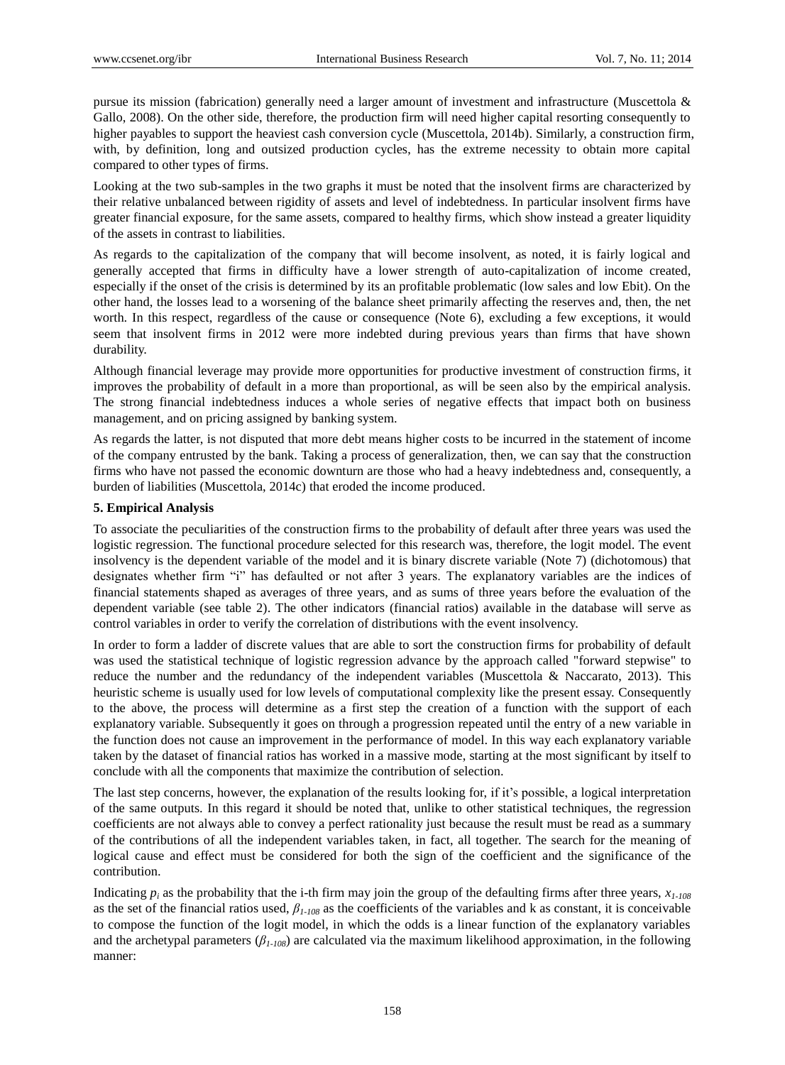pursue its mission (fabrication) generally need a larger amount of investment and infrastructure (Muscettola & Gallo, 2008). On the other side, therefore, the production firm will need higher capital resorting consequently to higher payables to support the heaviest cash conversion cycle (Muscettola, 2014b). Similarly, a construction firm, with, by definition, long and outsized production cycles, has the extreme necessity to obtain more capital compared to other types of firms.

Looking at the two sub-samples in the two graphs it must be noted that the insolvent firms are characterized by their relative unbalanced between rigidity of assets and level of indebtedness. In particular insolvent firms have greater financial exposure, for the same assets, compared to healthy firms, which show instead a greater liquidity of the assets in contrast to liabilities.

As regards to the capitalization of the company that will become insolvent, as noted, it is fairly logical and generally accepted that firms in difficulty have a lower strength of auto-capitalization of income created, especially if the onset of the crisis is determined by its an profitable problematic (low sales and low Ebit). On the other hand, the losses lead to a worsening of the balance sheet primarily affecting the reserves and, then, the net worth. In this respect, regardless of the cause or consequence (Note 6), excluding a few exceptions, it would seem that insolvent firms in 2012 were more indebted during previous years than firms that have shown durability.

Although financial leverage may provide more opportunities for productive investment of construction firms, it improves the probability of default in a more than proportional, as will be seen also by the empirical analysis. The strong financial indebtedness induces a whole series of negative effects that impact both on business management, and on pricing assigned by banking system.

As regards the latter, is not disputed that more debt means higher costs to be incurred in the statement of income of the company entrusted by the bank. Taking a process of generalization, then, we can say that the construction firms who have not passed the economic downturn are those who had a heavy indebtedness and, consequently, a burden of liabilities (Muscettola, 2014c) that eroded the income produced.

## 5. Empirical Analysis

To associate the peculiarities of the construction firms to the probability of default after three years was used the logistic regression. The functional procedure selected for this research was, therefore, the logit model. The event insolvency is the dependent variable of the model and it is binary discrete variable (Note 7) (dichotomous) that designates whether firm "i" has defaulted or not after 3 years. The explanatory variables are the indices of financial statements shaped as averages of three years, and as sums of three years before the evaluation of the dependent variable (see table 2). The other indicators (financial ratios) available in the database will serve as control variables in order to verify the correlation of distributions with the event insolvency.

In order to form a ladder of discrete values that are able to sort the construction firms for probability of default was used the statistical technique of logistic regression advance by the approach called "forward stepwise" to reduce the number and the redundancy of the independent variables (Muscettola & Naccarato, 2013). This heuristic scheme is usually used for low levels of computational complexity like the present essay. Consequently to the above, the process will determine as a first step the creation of a function with the support of each explanatory variable. Subsequently it goes on through a progression repeated until the entry of a new variable in the function does not cause an improvement in the performance of model. In this way each explanatory variable taken by the dataset of financial ratios has worked in a massive mode, starting at the most significant by itself to conclude with all the components that maximize the contribution of selection.

The last step concerns, however, the explanation of the results looking for, if it's possible, a logical interpretation of the same outputs. In this regard it should be noted that, unlike to other statistical techniques, the regression coefficients are not always able to convey a perfect rationality just because the result must be read as a summary of the contributions of all the independent variables taken, in fact, all together. The search for the meaning of logical cause and effect must be considered for both the sign of the coefficient and the significance of the contribution.

Indicating $p_i$ as the probability that the i-th firm may join the group of the defaulting firms after three years, $x_{1\text{-}108}$ as the set of the financial ratios used, $\beta_{1\text{-}108}$ as the coefficients of the variables and k as constant, it is conceivable to compose the function of the logit model, in which the odds is a linear function of the explanatory variables and the archetypal parameters ($\beta_{1\text{-}108}$) are calculated via the maximum likelihood approximation, in the following manner: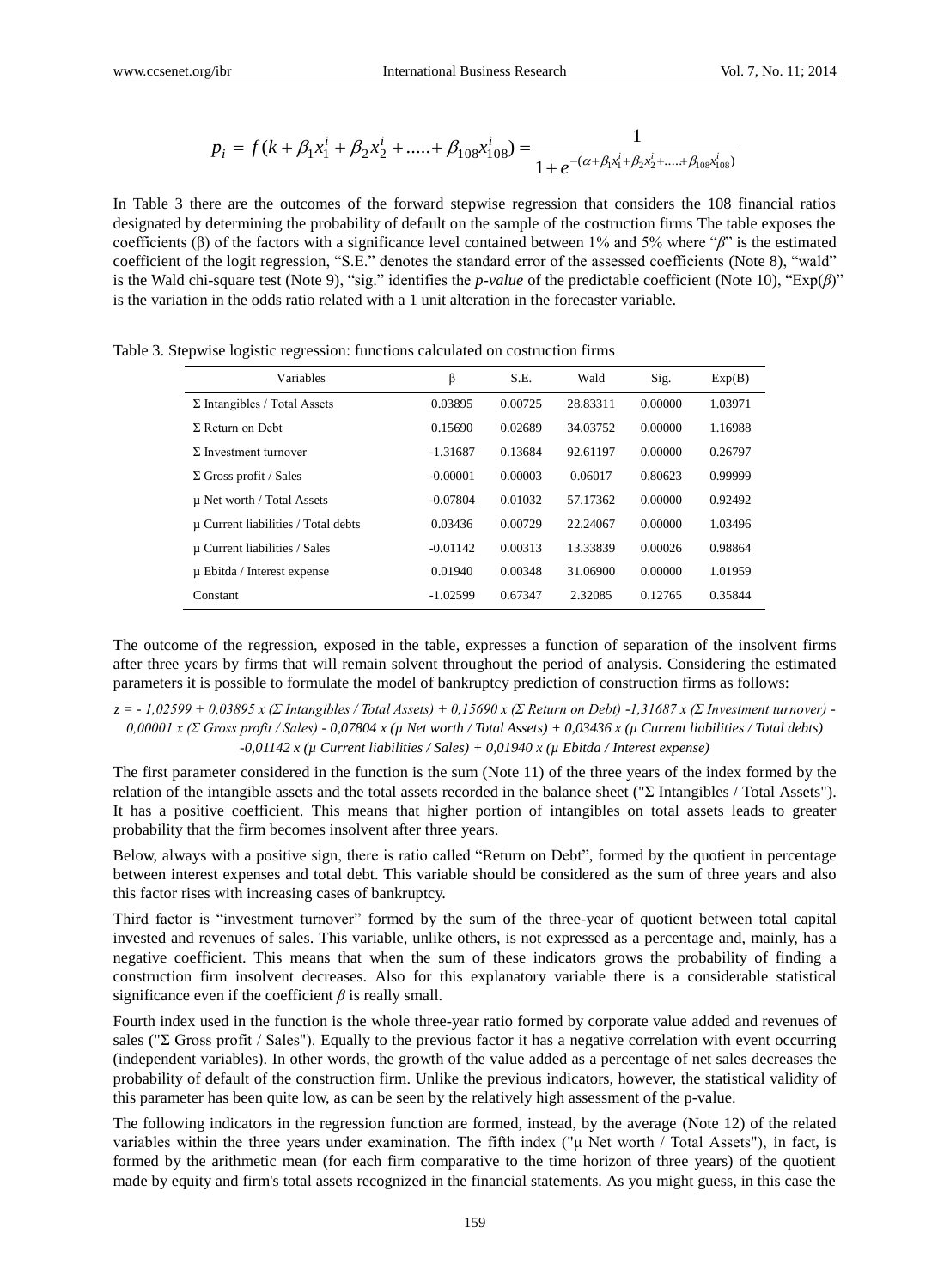$$p_i = f(k + \beta_1 x_1^i + \beta_2 x_2^i + ..... + \beta_{108} x_{108}^i) = \frac{1}{1 + e^{-(\alpha + \beta_1 x_1^i + \beta_2 x_2^i + .... + \beta_{108} x_{108}^i)}}$$

In Table 3 there are the outcomes of the forward stepwise regression that considers the 108 financial ratios designated by determining the probability of default on the sample of the costruction firms The table exposes the coefficients (β) of the factors with a significance level contained between 1% and 5% where "$\beta$" is the estimated coefficient of the logit regression, "S.E." denotes the standard error of the assessed coefficients (Note 8), "wald" is the Wald chi-square test (Note 9), "sig." identifies the *p-value* of the predictable coefficient (Note 10), "Exp($\beta$)" is the variation in the odds ratio related with a 1 unit alteration in the forecaster variable.

Table 3. Stepwise logistic regression: functions calculated on costruction firms

| Variables | β | S.E. | Wald | Sig. | Exp(B) |
|---|---|---|---|---|---|
| Σ Intangibles / Total Assets | 0.03895 | 0.00725 | 28.83311 | 0.00000 | 1.03971 |
| Σ Return on Debt | 0.15690 | 0.02689 | 34.03752 | 0.00000 | 1.16988 |
| Σ Investment turnover | -1.31687 | 0.13684 | 92.61197 | 0.00000 | 0.26797 |
| Σ Gross profit / Sales | -0.00001 | 0.00003 | 0.06017 | 0.80623 | 0.99999 |
| μ Net worth / Total Assets | -0.07804 | 0.01032 | 57.17362 | 0.00000 | 0.92492 |
| μ Current liabilities / Total debts | 0.03436 | 0.00729 | 22.24067 | 0.00000 | 1.03496 |
| μ Current liabilities / Sales | -0.01142 | 0.00313 | 13.33839 | 0.00026 | 0.98864 |
| μ Ebitda / Interest expense | 0.01940 | 0.00348 | 31.06900 | 0.00000 | 1.01959 |
| Constant | -1.02599 | 0.67347 | 2.32085 | 0.12765 | 0.35844 |

The outcome of the regression, exposed in the table, expresses a function of separation of the insolvent firms after three years by firms that will remain solvent throughout the period of analysis. Considering the estimated parameters it is possible to formulate the model of bankruptcy prediction of construction firms as follows:

*z = - 1,02599 + 0,03895 x (Σ Intangibles / Total Assets) + 0,15690 x (Σ Return on Debt) -1,31687 x (Σ Investment turnover) - 0,00001 x (Σ Gross profit / Sales) - 0,07804 x (μ Net worth / Total Assets) + 0,03436 x (μ Current liabilities / Total debts) -0,01142 x (μ Current liabilities / Sales) + 0,01940 x (μ Ebitda / Interest expense)*

The first parameter considered in the function is the sum (Note 11) of the three years of the index formed by the relation of the intangible assets and the total assets recorded in the balance sheet ("Σ Intangibles / Total Assets"). It has a positive coefficient. This means that higher portion of intangibles on total assets leads to greater probability that the firm becomes insolvent after three years.

Below, always with a positive sign, there is ratio called "Return on Debt", formed by the quotient in percentage between interest expenses and total debt. This variable should be considered as the sum of three years and also this factor rises with increasing cases of bankruptcy.

Third factor is "investment turnover" formed by the sum of the three-year of quotient between total capital invested and revenues of sales. This variable, unlike others, is not expressed as a percentage and, mainly, has a negative coefficient. This means that when the sum of these indicators grows the probability of finding a construction firm insolvent decreases. Also for this explanatory variable there is a considerable statistical significance even if the coefficient $\beta$ is really small.

Fourth index used in the function is the whole three-year ratio formed by corporate value added and revenues of sales ("Σ Gross profit / Sales"). Equally to the previous factor it has a negative correlation with event occurring (independent variables). In other words, the growth of the value added as a percentage of net sales decreases the probability of default of the construction firm. Unlike the previous indicators, however, the statistical validity of this parameter has been quite low, as can be seen by the relatively high assessment of the p-value.

The following indicators in the regression function are formed, instead, by the average (Note 12) of the related variables within the three years under examination. The fifth index ("μ Net worth / Total Assets"), in fact, is formed by the arithmetic mean (for each firm comparative to the time horizon of three years) of the quotient made by equity and firm's total assets recognized in the financial statements. As you might guess, in this case the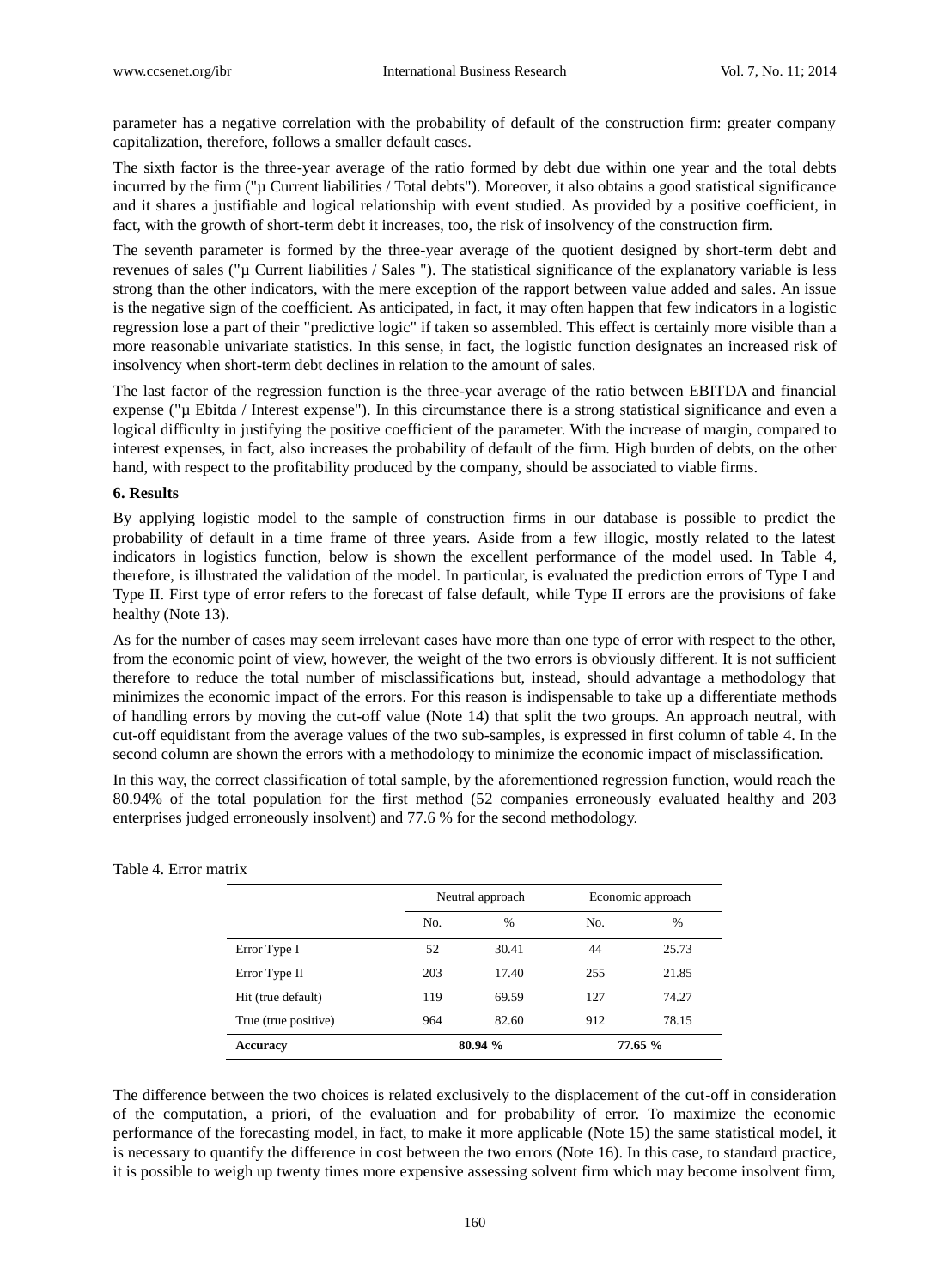parameter has a negative correlation with the probability of default of the construction firm: greater company capitalization, therefore, follows a smaller default cases.

The sixth factor is the three-year average of the ratio formed by debt due within one year and the total debts incurred by the firm ("μ Current liabilities / Total debts"). Moreover, it also obtains a good statistical significance and it shares a justifiable and logical relationship with event studied. As provided by a positive coefficient, in fact, with the growth of short-term debt it increases, too, the risk of insolvency of the construction firm.

The seventh parameter is formed by the three-year average of the quotient designed by short-term debt and revenues of sales ("μ Current liabilities / Sales "). The statistical significance of the explanatory variable is less strong than the other indicators, with the mere exception of the rapport between value added and sales. An issue is the negative sign of the coefficient. As anticipated, in fact, it may often happen that few indicators in a logistic regression lose a part of their "predictive logic" if taken so assembled. This effect is certainly more visible than a more reasonable univariate statistics. In this sense, in fact, the logistic function designates an increased risk of insolvency when short-term debt declines in relation to the amount of sales.

The last factor of the regression function is the three-year average of the ratio between EBITDA and financial expense ("μ Ebitda / Interest expense"). In this circumstance there is a strong statistical significance and even a logical difficulty in justifying the positive coefficient of the parameter. With the increase of margin, compared to interest expenses, in fact, also increases the probability of default of the firm. High burden of debts, on the other hand, with respect to the profitability produced by the company, should be associated to viable firms.

**6. Results**

By applying logistic model to the sample of construction firms in our database is possible to predict the probability of default in a time frame of three years. Aside from a few illogic, mostly related to the latest indicators in logistics function, below is shown the excellent performance of the model used. In Table 4, therefore, is illustrated the validation of the model. In particular, is evaluated the prediction errors of Type I and Type II. First type of error refers to the forecast of false default, while Type II errors are the provisions of fake healthy (Note 13).

As for the number of cases may seem irrelevant cases have more than one type of error with respect to the other, from the economic point of view, however, the weight of the two errors is obviously different. It is not sufficient therefore to reduce the total number of misclassifications but, instead, should advantage a methodology that minimizes the economic impact of the errors. For this reason is indispensable to take up a differentiate methods of handling errors by moving the cut-off value (Note 14) that split the two groups. An approach neutral, with cut-off equidistant from the average values of the two sub-samples, is expressed in first column of table 4. In the second column are shown the errors with a methodology to minimize the economic impact of misclassification.

In this way, the correct classification of total sample, by the aforementioned regression function, would reach the 80.94% of the total population for the first method (52 companies erroneously evaluated healthy and 203 enterprises judged erroneously insolvent) and 77.6 % for the second methodology.

Table 4. Error matrix

| | Neutral approach | | Economic approach | |
|---|---|---|---|---|
| | No. | % | No. | % |
| Error Type I | 52 | 30.41 | 44 | 25.73 |
| Error Type II | 203 | 17.40 | 255 | 21.85 |
| Hit (true default) | 119 | 69.59 | 127 | 74.27 |
| True (true positive) | 964 | 82.60 | 912 | 78.15 |
| **Accuracy** | **80.94 %** | | **77.65 %** | |

The difference between the two choices is related exclusively to the displacement of the cut-off in consideration of the computation, a priori, of the evaluation and for probability of error. To maximize the economic performance of the forecasting model, in fact, to make it more applicable (Note 15) the same statistical model, it is necessary to quantify the difference in cost between the two errors (Note 16). In this case, to standard practice, it is possible to weigh up twenty times more expensive assessing solvent firm which may become insolvent firm,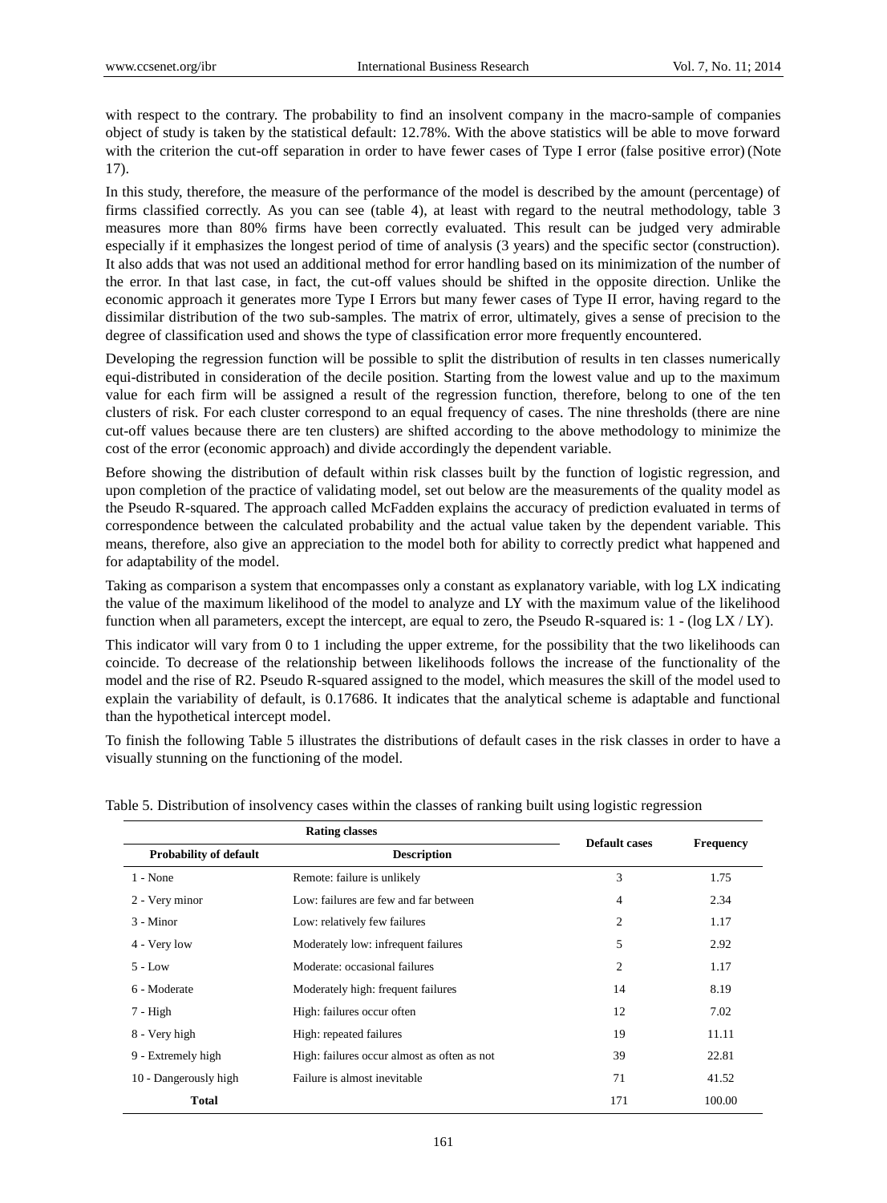with respect to the contrary. The probability to find an insolvent company in the macro-sample of companies object of study is taken by the statistical default: 12.78%. With the above statistics will be able to move forward with the criterion the cut-off separation in order to have fewer cases of Type I error (false positive error) (Note 17).

In this study, therefore, the measure of the performance of the model is described by the amount (percentage) of firms classified correctly. As you can see (table 4), at least with regard to the neutral methodology, table 3 measures more than 80% firms have been correctly evaluated. This result can be judged very admirable especially if it emphasizes the longest period of time of analysis (3 years) and the specific sector (construction). It also adds that was not used an additional method for error handling based on its minimization of the number of the error. In that last case, in fact, the cut-off values should be shifted in the opposite direction. Unlike the economic approach it generates more Type I Errors but many fewer cases of Type II error, having regard to the dissimilar distribution of the two sub-samples. The matrix of error, ultimately, gives a sense of precision to the degree of classification used and shows the type of classification error more frequently encountered.

Developing the regression function will be possible to split the distribution of results in ten classes numerically equi-distributed in consideration of the decile position. Starting from the lowest value and up to the maximum value for each firm will be assigned a result of the regression function, therefore, belong to one of the ten clusters of risk. For each cluster correspond to an equal frequency of cases. The nine thresholds (there are nine cut-off values because there are ten clusters) are shifted according to the above methodology to minimize the cost of the error (economic approach) and divide accordingly the dependent variable.

Before showing the distribution of default within risk classes built by the function of logistic regression, and upon completion of the practice of validating model, set out below are the measurements of the quality model as the Pseudo R-squared. The approach called McFadden explains the accuracy of prediction evaluated in terms of correspondence between the calculated probability and the actual value taken by the dependent variable. This means, therefore, also give an appreciation to the model both for ability to correctly predict what happened and for adaptability of the model.

Taking as comparison a system that encompasses only a constant as explanatory variable, with log LX indicating the value of the maximum likelihood of the model to analyze and LY with the maximum value of the likelihood function when all parameters, except the intercept, are equal to zero, the Pseudo R-squared is: 1 - (log LX / LY).

This indicator will vary from 0 to 1 including the upper extreme, for the possibility that the two likelihoods can coincide. To decrease of the relationship between likelihoods follows the increase of the functionality of the model and the rise of R2. Pseudo R-squared assigned to the model, which measures the skill of the model used to explain the variability of default, is 0.17686. It indicates that the analytical scheme is adaptable and functional than the hypothetical intercept model.

To finish the following Table 5 illustrates the distributions of default cases in the risk classes in order to have a visually stunning on the functioning of the model.

Table 5. Distribution of insolvency cases within the classes of ranking built using logistic regression

| Rating classes | | Default cases | Frequency |
|---|---|---|---|
| **Probability of default** | **Description** | | |
| 1 - None | Remote: failure is unlikely | 3 | 1.75 |
| 2 - Very minor | Low: failures are few and far between | 4 | 2.34 |
| 3 - Minor | Low: relatively few failures | 2 | 1.17 |
| 4 - Very low | Moderately low: infrequent failures | 5 | 2.92 |
| 5 - Low | Moderate: occasional failures | 2 | 1.17 |
| 6 - Moderate | Moderately high: frequent failures | 14 | 8.19 |
| 7 - High | High: failures occur often | 12 | 7.02 |
| 8 - Very high | High: repeated failures | 19 | 11.11 |
| 9 - Extremely high | High: failures occur almost as often as not | 39 | 22.81 |
| 10 - Dangerously high | Failure is almost inevitable | 71 | 41.52 |
| **Total** | | 171 | 100.00 |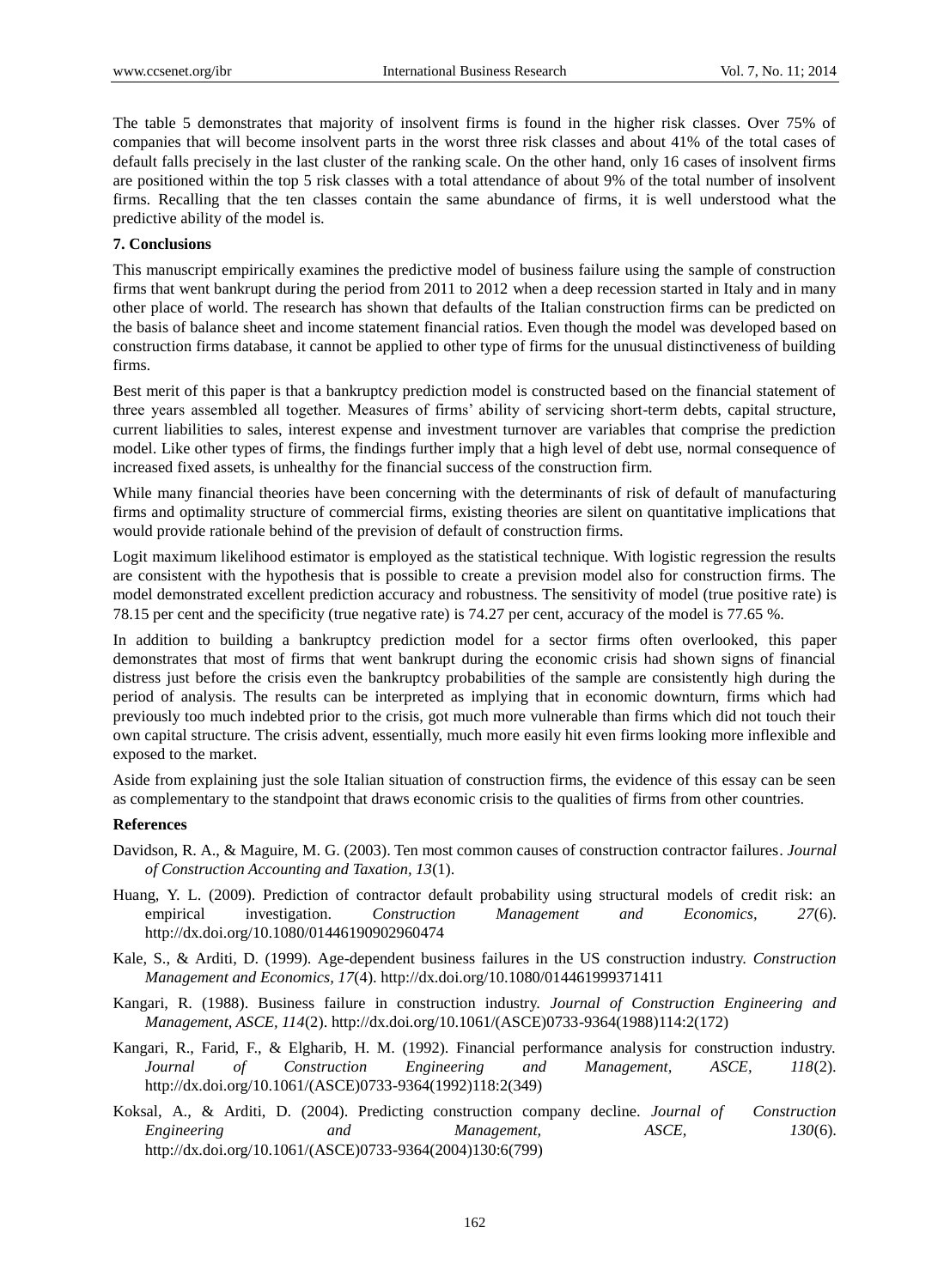The table 5 demonstrates that majority of insolvent firms is found in the higher risk classes. Over 75% of companies that will become insolvent parts in the worst three risk classes and about 41% of the total cases of default falls precisely in the last cluster of the ranking scale. On the other hand, only 16 cases of insolvent firms are positioned within the top 5 risk classes with a total attendance of about 9% of the total number of insolvent firms. Recalling that the ten classes contain the same abundance of firms, it is well understood what the predictive ability of the model is.

## 7. Conclusions

This manuscript empirically examines the predictive model of business failure using the sample of construction firms that went bankrupt during the period from 2011 to 2012 when a deep recession started in Italy and in many other place of world. The research has shown that defaults of the Italian construction firms can be predicted on the basis of balance sheet and income statement financial ratios. Even though the model was developed based on construction firms database, it cannot be applied to other type of firms for the unusual distinctiveness of building firms.

Best merit of this paper is that a bankruptcy prediction model is constructed based on the financial statement of three years assembled all together. Measures of firms' ability of servicing short-term debts, capital structure, current liabilities to sales, interest expense and investment turnover are variables that comprise the prediction model. Like other types of firms, the findings further imply that a high level of debt use, normal consequence of increased fixed assets, is unhealthy for the financial success of the construction firm.

While many financial theories have been concerning with the determinants of risk of default of manufacturing firms and optimality structure of commercial firms, existing theories are silent on quantitative implications that would provide rationale behind of the prevision of default of construction firms.

Logit maximum likelihood estimator is employed as the statistical technique. With logistic regression the results are consistent with the hypothesis that is possible to create a prevision model also for construction firms. The model demonstrated excellent prediction accuracy and robustness. The sensitivity of model (true positive rate) is 78.15 per cent and the specificity (true negative rate) is 74.27 per cent, accuracy of the model is 77.65 %.

In addition to building a bankruptcy prediction model for a sector firms often overlooked, this paper demonstrates that most of firms that went bankrupt during the economic crisis had shown signs of financial distress just before the crisis even the bankruptcy probabilities of the sample are consistently high during the period of analysis. The results can be interpreted as implying that in economic downturn, firms which had previously too much indebted prior to the crisis, got much more vulnerable than firms which did not touch their own capital structure. The crisis advent, essentially, much more easily hit even firms looking more inflexible and exposed to the market.

Aside from explaining just the sole Italian situation of construction firms, the evidence of this essay can be seen as complementary to the standpoint that draws economic crisis to the qualities of firms from other countries.

## References

Davidson, R. A., & Maguire, M. G. (2003). Ten most common causes of construction contractor failures. *Journal of Construction Accounting and Taxation, 13*(1).

Huang, Y. L. (2009). Prediction of contractor default probability using structural models of credit risk: an empirical investigation. *Construction Management and Economics, 27*(6). http://dx.doi.org/10.1080/01446190902960474

Kale, S., & Arditi, D. (1999). Age-dependent business failures in the US construction industry. *Construction Management and Economics, 17*(4). http://dx.doi.org/10.1080/014461999371411

Kangari, R. (1988). Business failure in construction industry. *Journal of Construction Engineering and Management, ASCE, 114*(2). http://dx.doi.org/10.1061/(ASCE)0733-9364(1988)114:2(172)

Kangari, R., Farid, F., & Elgharib, H. M. (1992). Financial performance analysis for construction industry. *Journal of Construction Engineering and Management, ASCE, 118*(2). http://dx.doi.org/10.1061/(ASCE)0733-9364(1992)118:2(349)

Koksal, A., & Arditi, D. (2004). Predicting construction company decline. *Journal of Construction Engineering and Management, ASCE, 130*(6). http://dx.doi.org/10.1061/(ASCE)0733-9364(2004)130:6(799)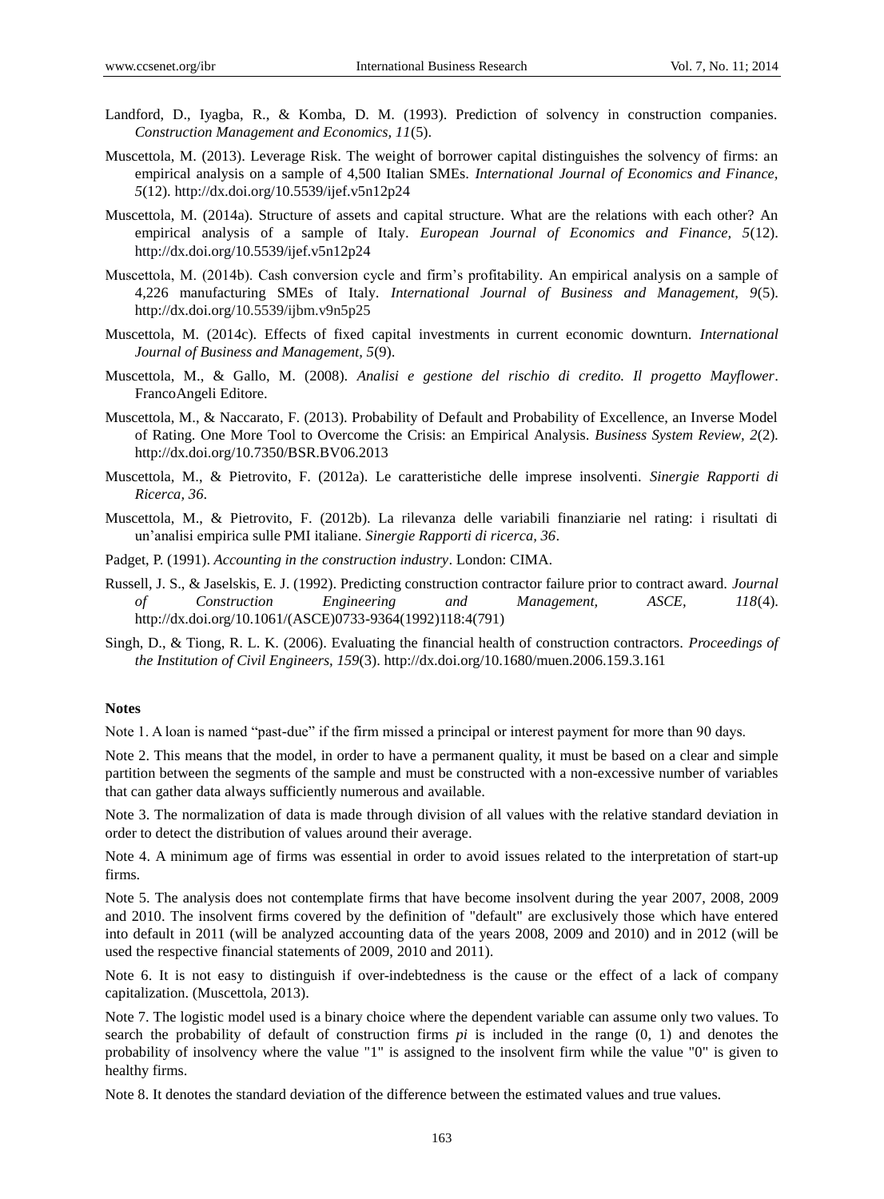Landford, D., Iyagba, R., & Komba, D. M. (1993). Prediction of solvency in construction companies. *Construction Management and Economics, 11*(5).

Muscettola, M. (2013). Leverage Risk. The weight of borrower capital distinguishes the solvency of firms: an empirical analysis on a sample of 4,500 Italian SMEs. *International Journal of Economics and Finance, 5*(12). http://dx.doi.org/10.5539/ijef.v5n12p24

Muscettola, M. (2014a). Structure of assets and capital structure. What are the relations with each other? An empirical analysis of a sample of Italy. *European Journal of Economics and Finance, 5*(12). http://dx.doi.org/10.5539/ijef.v5n12p24

Muscettola, M. (2014b). Cash conversion cycle and firm's profitability. An empirical analysis on a sample of 4,226 manufacturing SMEs of Italy. *International Journal of Business and Management, 9*(5). http://dx.doi.org/10.5539/ijbm.v9n5p25

Muscettola, M. (2014c). Effects of fixed capital investments in current economic downturn. *International Journal of Business and Management, 5*(9).

Muscettola, M., & Gallo, M. (2008). *Analisi e gestione del rischio di credito. Il progetto Mayflower*. FrancoAngeli Editore.

Muscettola, M., & Naccarato, F. (2013). Probability of Default and Probability of Excellence, an Inverse Model of Rating. One More Tool to Overcome the Crisis: an Empirical Analysis. *Business System Review, 2*(2). http://dx.doi.org/10.7350/BSR.BV06.2013

Muscettola, M., & Pietrovito, F. (2012a). Le caratteristiche delle imprese insolventi. *Sinergie Rapporti di Ricerca, 36*.

Muscettola, M., & Pietrovito, F. (2012b). La rilevanza delle variabili finanziarie nel rating: i risultati di un'analisi empirica sulle PMI italiane. *Sinergie Rapporti di ricerca, 36*.

Padget, P. (1991). *Accounting in the construction industry*. London: CIMA.

Russell, J. S., & Jaselskis, E. J. (1992). Predicting construction contractor failure prior to contract award. *Journal of Construction Engineering and Management, ASCE, 118*(4). http://dx.doi.org/10.1061/(ASCE)0733-9364(1992)118:4(791)

Singh, D., & Tiong, R. L. K. (2006). Evaluating the financial health of construction contractors. *Proceedings of the Institution of Civil Engineers, 159*(3). http://dx.doi.org/10.1680/muen.2006.159.3.161

**Notes**

Note 1. A loan is named "past-due" if the firm missed a principal or interest payment for more than 90 days.

Note 2. This means that the model, in order to have a permanent quality, it must be based on a clear and simple partition between the segments of the sample and must be constructed with a non-excessive number of variables that can gather data always sufficiently numerous and available.

Note 3. The normalization of data is made through division of all values with the relative standard deviation in order to detect the distribution of values around their average.

Note 4. A minimum age of firms was essential in order to avoid issues related to the interpretation of start-up firms.

Note 5. The analysis does not contemplate firms that have become insolvent during the year 2007, 2008, 2009 and 2010. The insolvent firms covered by the definition of "default" are exclusively those which have entered into default in 2011 (will be analyzed accounting data of the years 2008, 2009 and 2010) and in 2012 (will be used the respective financial statements of 2009, 2010 and 2011).

Note 6. It is not easy to distinguish if over-indebtedness is the cause or the effect of a lack of company capitalization. (Muscettola, 2013).

Note 7. The logistic model used is a binary choice where the dependent variable can assume only two values. To search the probability of default of construction firms $pi$ is included in the range (0, 1) and denotes the probability of insolvency where the value "1" is assigned to the insolvent firm while the value "0" is given to healthy firms.

Note 8. It denotes the standard deviation of the difference between the estimated values and true values.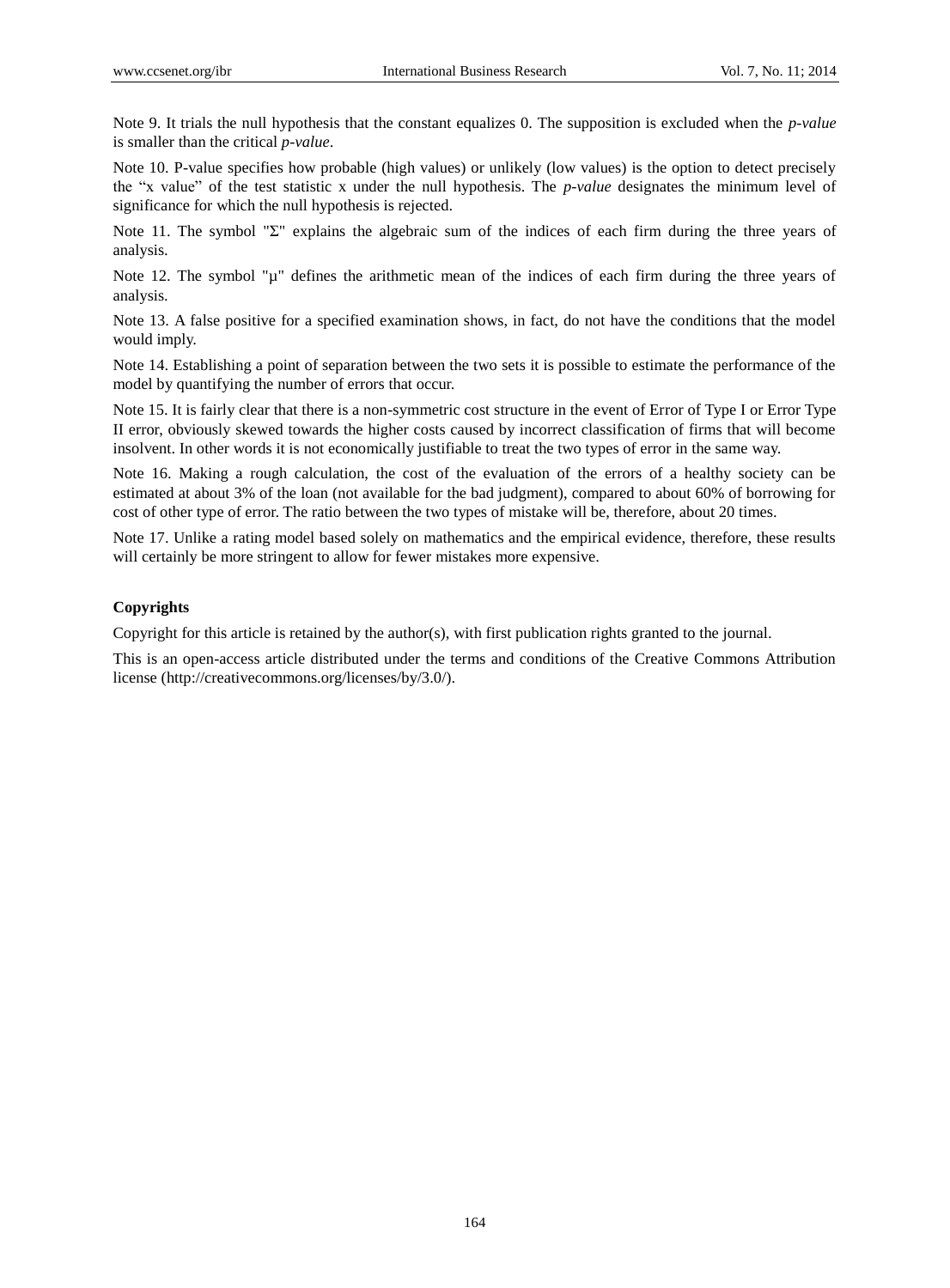Note 9. It trials the null hypothesis that the constant equalizes 0. The supposition is excluded when the *p-value* is smaller than the critical *p-value*.

Note 10. P-value specifies how probable (high values) or unlikely (low values) is the option to detect precisely the "x value" of the test statistic x under the null hypothesis. The *p-value* designates the minimum level of significance for which the null hypothesis is rejected.

Note 11. The symbol "Σ" explains the algebraic sum of the indices of each firm during the three years of analysis.

Note 12. The symbol "μ" defines the arithmetic mean of the indices of each firm during the three years of analysis.

Note 13. A false positive for a specified examination shows, in fact, do not have the conditions that the model would imply.

Note 14. Establishing a point of separation between the two sets it is possible to estimate the performance of the model by quantifying the number of errors that occur.

Note 15. It is fairly clear that there is a non-symmetric cost structure in the event of Error of Type I or Error Type II error, obviously skewed towards the higher costs caused by incorrect classification of firms that will become insolvent. In other words it is not economically justifiable to treat the two types of error in the same way.

Note 16. Making a rough calculation, the cost of the evaluation of the errors of a healthy society can be estimated at about 3% of the loan (not available for the bad judgment), compared to about 60% of borrowing for cost of other type of error. The ratio between the two types of mistake will be, therefore, about 20 times.

Note 17. Unlike a rating model based solely on mathematics and the empirical evidence, therefore, these results will certainly be more stringent to allow for fewer mistakes more expensive.

### Copyrights

Copyright for this article is retained by the author(s), with first publication rights granted to the journal.

This is an open-access article distributed under the terms and conditions of the Creative Commons Attribution license (http://creativecommons.org/licenses/by/3.0/).